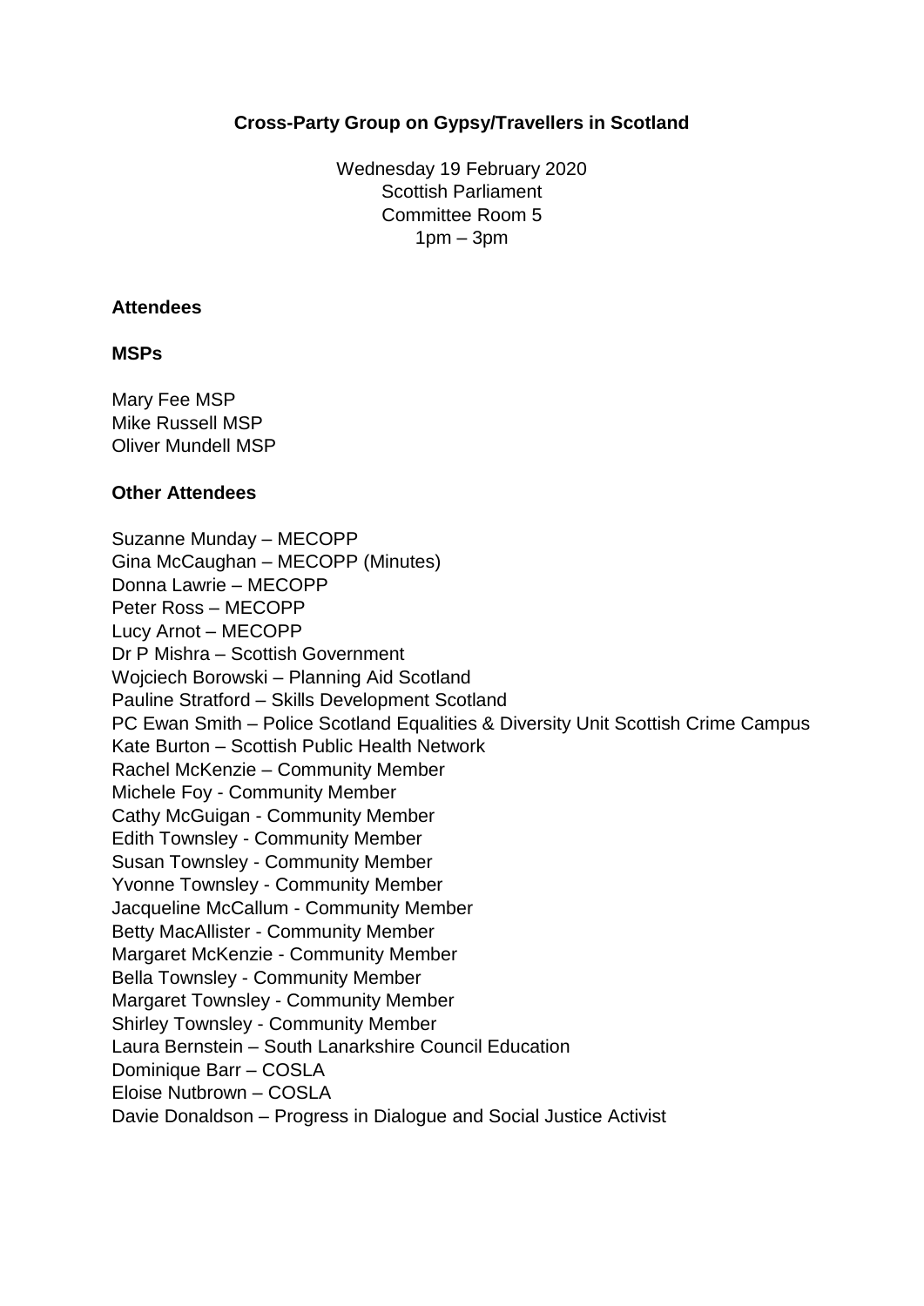# Cross-Party Group on Gypsy/Travellers in Scotland

Wednesday 19 February 2020
Scottish Parliament
Committee Room 5
1pm – 3pm

## Attendees

### MSPs

Mary Fee MSP
Mike Russell MSP
Oliver Mundell MSP

### Other Attendees

Suzanne Munday – MECOPP
Gina McCaughan – MECOPP (Minutes)
Donna Lawrie – MECOPP
Peter Ross – MECOPP
Lucy Arnot – MECOPP
Dr P Mishra – Scottish Government
Wojciech Borowski – Planning Aid Scotland
Pauline Stratford – Skills Development Scotland
PC Ewan Smith – Police Scotland Equalities & Diversity Unit Scottish Crime Campus
Kate Burton – Scottish Public Health Network
Rachel McKenzie – Community Member
Michele Foy - Community Member
Cathy McGuigan - Community Member
Edith Townsley - Community Member
Susan Townsley - Community Member
Yvonne Townsley - Community Member
Jacqueline McCallum - Community Member
Betty MacAllister - Community Member
Margaret McKenzie - Community Member
Bella Townsley - Community Member
Margaret Townsley - Community Member
Shirley Townsley - Community Member
Laura Bernstein – South Lanarkshire Council Education
Dominique Barr – COSLA
Eloise Nutbrown – COSLA
Davie Donaldson – Progress in Dialogue and Social Justice Activist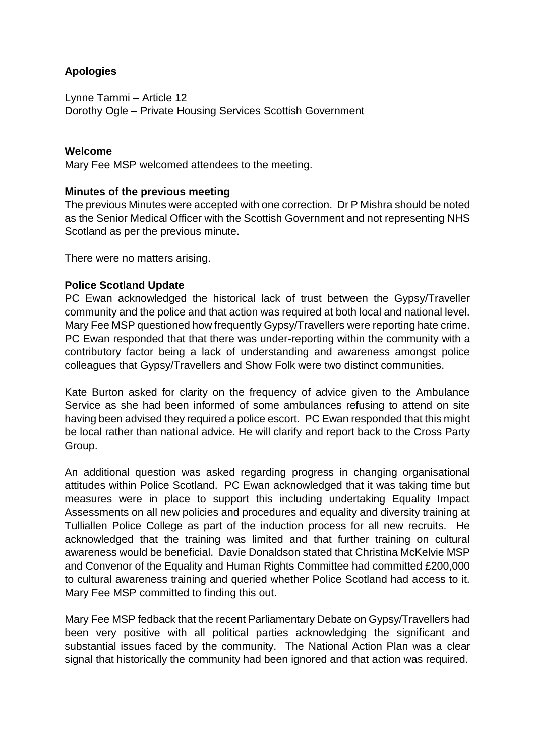**Apologies**

Lynne Tammi – Article 12
Dorothy Ogle – Private Housing Services Scottish Government

**Welcome**

Mary Fee MSP welcomed attendees to the meeting.

**Minutes of the previous meeting**

The previous Minutes were accepted with one correction. Dr P Mishra should be noted as the Senior Medical Officer with the Scottish Government and not representing NHS Scotland as per the previous minute.

There were no matters arising.

**Police Scotland Update**

PC Ewan acknowledged the historical lack of trust between the Gypsy/Traveller community and the police and that action was required at both local and national level. Mary Fee MSP questioned how frequently Gypsy/Travellers were reporting hate crime. PC Ewan responded that that there was under-reporting within the community with a contributory factor being a lack of understanding and awareness amongst police colleagues that Gypsy/Travellers and Show Folk were two distinct communities.

Kate Burton asked for clarity on the frequency of advice given to the Ambulance Service as she had been informed of some ambulances refusing to attend on site having been advised they required a police escort. PC Ewan responded that this might be local rather than national advice. He will clarify and report back to the Cross Party Group.

An additional question was asked regarding progress in changing organisational attitudes within Police Scotland. PC Ewan acknowledged that it was taking time but measures were in place to support this including undertaking Equality Impact Assessments on all new policies and procedures and equality and diversity training at Tulliallen Police College as part of the induction process for all new recruits. He acknowledged that the training was limited and that further training on cultural awareness would be beneficial. Davie Donaldson stated that Christina McKelvie MSP and Convenor of the Equality and Human Rights Committee had committed £200,000 to cultural awareness training and queried whether Police Scotland had access to it. Mary Fee MSP committed to finding this out.

Mary Fee MSP fedback that the recent Parliamentary Debate on Gypsy/Travellers had been very positive with all political parties acknowledging the significant and substantial issues faced by the community. The National Action Plan was a clear signal that historically the community had been ignored and that action was required.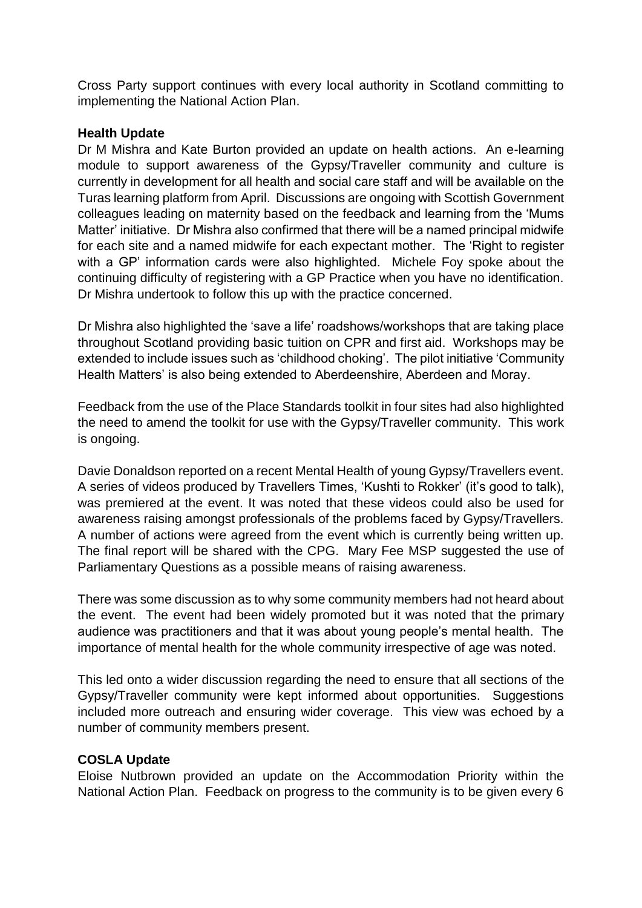Cross Party support continues with every local authority in Scotland committing to implementing the National Action Plan.

**Health Update**

Dr M Mishra and Kate Burton provided an update on health actions. An e-learning module to support awareness of the Gypsy/Traveller community and culture is currently in development for all health and social care staff and will be available on the Turas learning platform from April. Discussions are ongoing with Scottish Government colleagues leading on maternity based on the feedback and learning from the 'Mums Matter' initiative. Dr Mishra also confirmed that there will be a named principal midwife for each site and a named midwife for each expectant mother. The 'Right to register with a GP' information cards were also highlighted. Michele Foy spoke about the continuing difficulty of registering with a GP Practice when you have no identification. Dr Mishra undertook to follow this up with the practice concerned.

Dr Mishra also highlighted the 'save a life' roadshows/workshops that are taking place throughout Scotland providing basic tuition on CPR and first aid. Workshops may be extended to include issues such as 'childhood choking'. The pilot initiative 'Community Health Matters' is also being extended to Aberdeenshire, Aberdeen and Moray.

Feedback from the use of the Place Standards toolkit in four sites had also highlighted the need to amend the toolkit for use with the Gypsy/Traveller community. This work is ongoing.

Davie Donaldson reported on a recent Mental Health of young Gypsy/Travellers event. A series of videos produced by Travellers Times, 'Kushti to Rokker' (it's good to talk), was premiered at the event. It was noted that these videos could also be used for awareness raising amongst professionals of the problems faced by Gypsy/Travellers. A number of actions were agreed from the event which is currently being written up. The final report will be shared with the CPG. Mary Fee MSP suggested the use of Parliamentary Questions as a possible means of raising awareness.

There was some discussion as to why some community members had not heard about the event. The event had been widely promoted but it was noted that the primary audience was practitioners and that it was about young people's mental health. The importance of mental health for the whole community irrespective of age was noted.

This led onto a wider discussion regarding the need to ensure that all sections of the Gypsy/Traveller community were kept informed about opportunities. Suggestions included more outreach and ensuring wider coverage. This view was echoed by a number of community members present.

**COSLA Update**

Eloise Nutbrown provided an update on the Accommodation Priority within the National Action Plan. Feedback on progress to the community is to be given every 6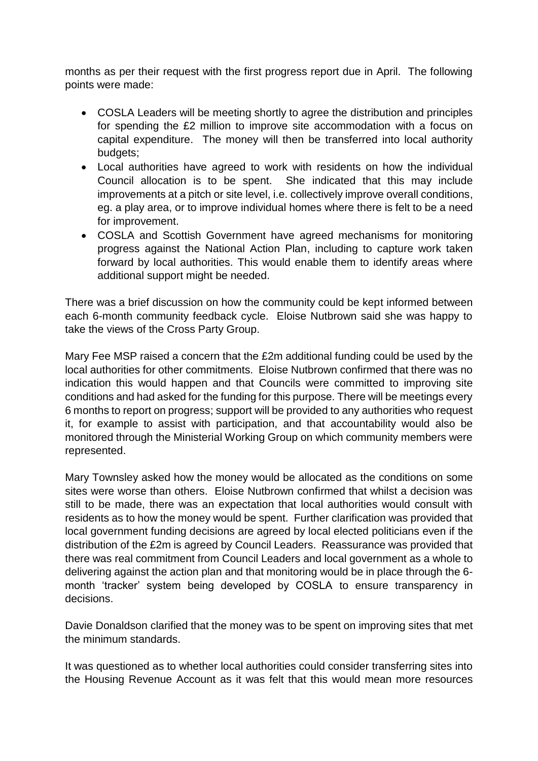months as per their request with the first progress report due in April. The following points were made:

- COSLA Leaders will be meeting shortly to agree the distribution and principles for spending the £2 million to improve site accommodation with a focus on capital expenditure. The money will then be transferred into local authority budgets;
- Local authorities have agreed to work with residents on how the individual Council allocation is to be spent. She indicated that this may include improvements at a pitch or site level, i.e. collectively improve overall conditions, eg. a play area, or to improve individual homes where there is felt to be a need for improvement.
- COSLA and Scottish Government have agreed mechanisms for monitoring progress against the National Action Plan, including to capture work taken forward by local authorities. This would enable them to identify areas where additional support might be needed.

There was a brief discussion on how the community could be kept informed between each 6-month community feedback cycle. Eloise Nutbrown said she was happy to take the views of the Cross Party Group.

Mary Fee MSP raised a concern that the £2m additional funding could be used by the local authorities for other commitments. Eloise Nutbrown confirmed that there was no indication this would happen and that Councils were committed to improving site conditions and had asked for the funding for this purpose. There will be meetings every 6 months to report on progress; support will be provided to any authorities who request it, for example to assist with participation, and that accountability would also be monitored through the Ministerial Working Group on which community members were represented.

Mary Townsley asked how the money would be allocated as the conditions on some sites were worse than others. Eloise Nutbrown confirmed that whilst a decision was still to be made, there was an expectation that local authorities would consult with residents as to how the money would be spent. Further clarification was provided that local government funding decisions are agreed by local elected politicians even if the distribution of the £2m is agreed by Council Leaders. Reassurance was provided that there was real commitment from Council Leaders and local government as a whole to delivering against the action plan and that monitoring would be in place through the 6-month 'tracker' system being developed by COSLA to ensure transparency in decisions.

Davie Donaldson clarified that the money was to be spent on improving sites that met the minimum standards.

It was questioned as to whether local authorities could consider transferring sites into the Housing Revenue Account as it was felt that this would mean more resources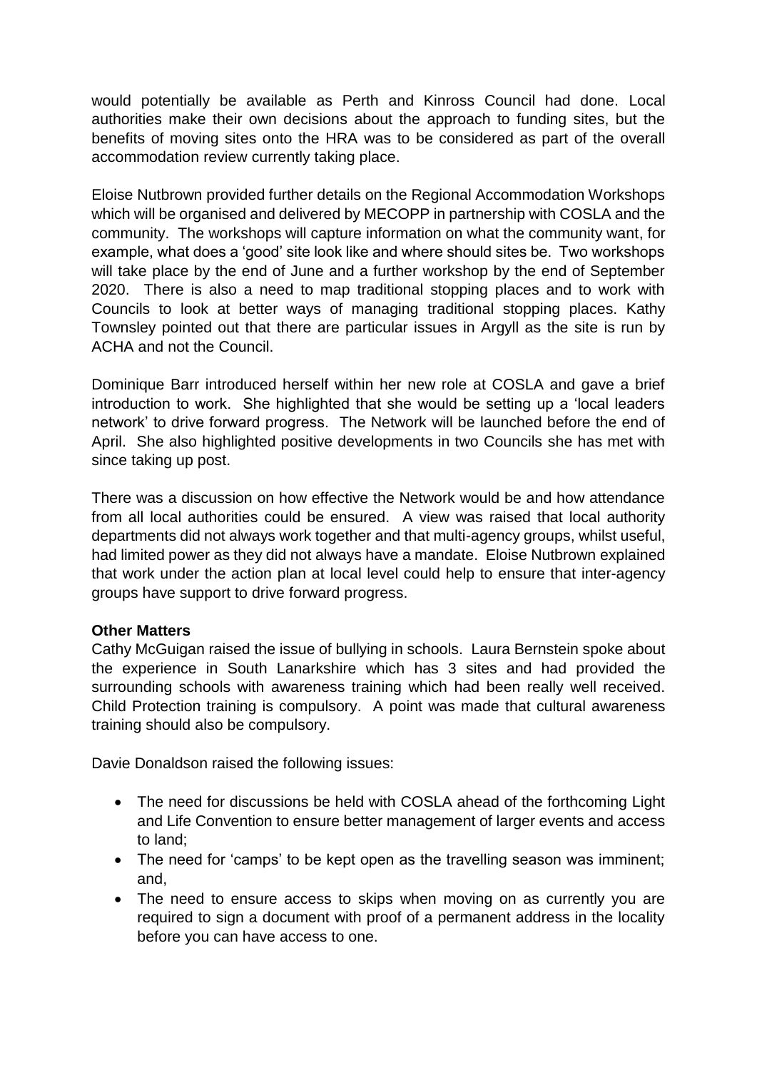would potentially be available as Perth and Kinross Council had done. Local authorities make their own decisions about the approach to funding sites, but the benefits of moving sites onto the HRA was to be considered as part of the overall accommodation review currently taking place.

Eloise Nutbrown provided further details on the Regional Accommodation Workshops which will be organised and delivered by MECOPP in partnership with COSLA and the community. The workshops will capture information on what the community want, for example, what does a 'good' site look like and where should sites be. Two workshops will take place by the end of June and a further workshop by the end of September 2020. There is also a need to map traditional stopping places and to work with Councils to look at better ways of managing traditional stopping places. Kathy Townsley pointed out that there are particular issues in Argyll as the site is run by ACHA and not the Council.

Dominique Barr introduced herself within her new role at COSLA and gave a brief introduction to work. She highlighted that she would be setting up a 'local leaders network' to drive forward progress. The Network will be launched before the end of April. She also highlighted positive developments in two Councils she has met with since taking up post.

There was a discussion on how effective the Network would be and how attendance from all local authorities could be ensured. A view was raised that local authority departments did not always work together and that multi-agency groups, whilst useful, had limited power as they did not always have a mandate. Eloise Nutbrown explained that work under the action plan at local level could help to ensure that inter-agency groups have support to drive forward progress.

**Other Matters**

Cathy McGuigan raised the issue of bullying in schools. Laura Bernstein spoke about the experience in South Lanarkshire which has 3 sites and had provided the surrounding schools with awareness training which had been really well received. Child Protection training is compulsory. A point was made that cultural awareness training should also be compulsory.

Davie Donaldson raised the following issues:

- The need for discussions be held with COSLA ahead of the forthcoming Light and Life Convention to ensure better management of larger events and access to land;
- The need for 'camps' to be kept open as the travelling season was imminent; and,
- The need to ensure access to skips when moving on as currently you are required to sign a document with proof of a permanent address in the locality before you can have access to one.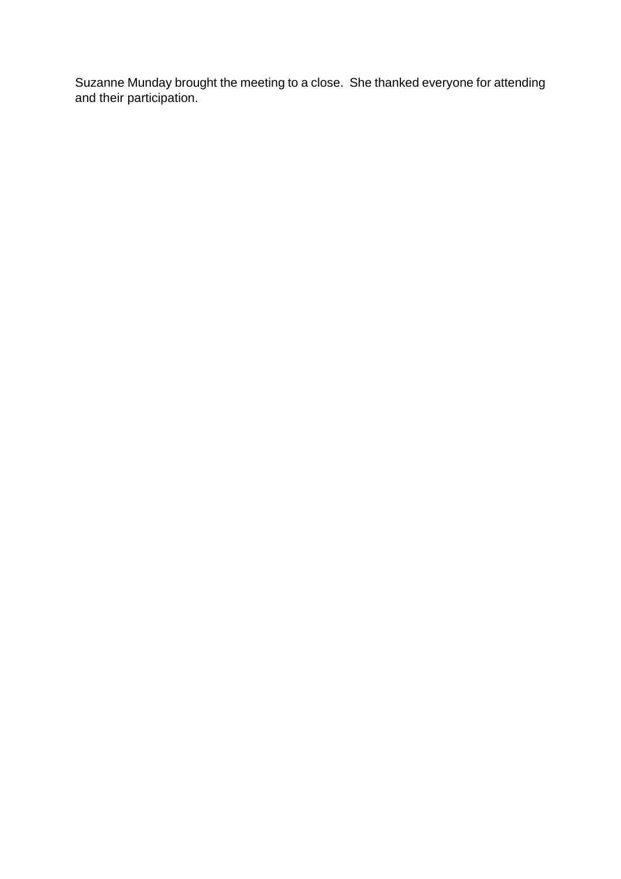Suzanne Munday brought the meeting to a close.  She thanked everyone for attending and their participation.